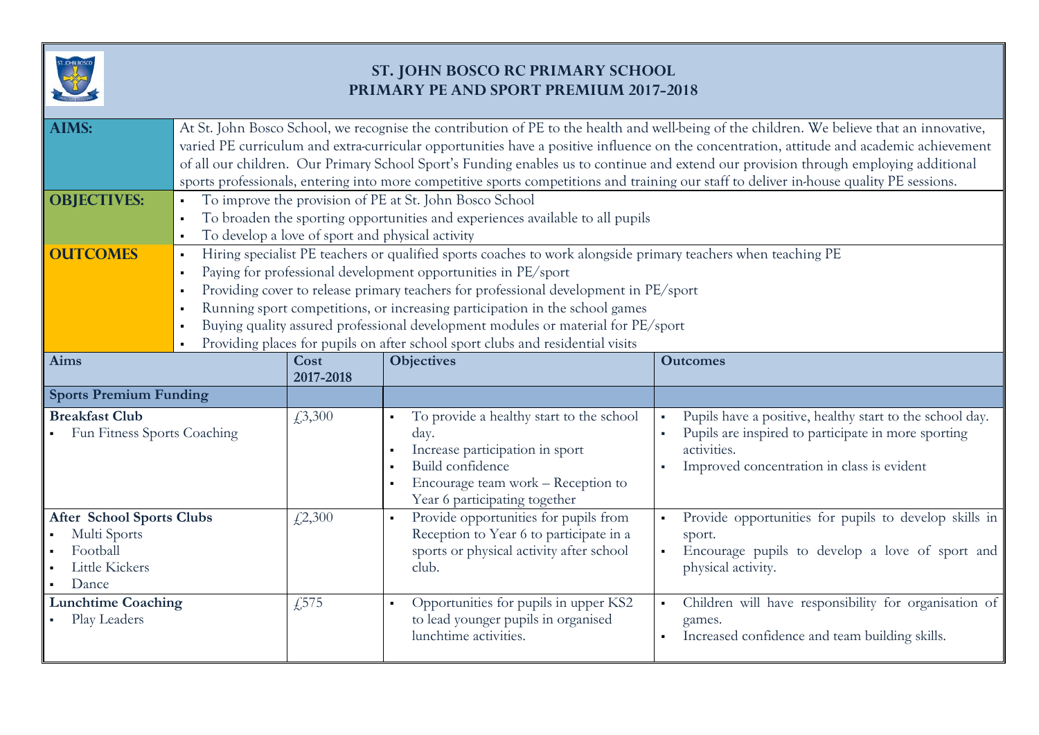# ST. JOHN BOSCO RC PRIMARY SCHOOL
## PRIMARY PE AND SPORT PREMIUM 2017-2018

**AIMS:** At St. John Bosco School, we recognise the contribution of PE to the health and well-being of the children. We believe that an innovative, varied PE curriculum and extra-curricular opportunities have a positive influence on the concentration, attitude and academic achievement of all our children. Our Primary School Sport's Funding enables us to continue and extend our provision through employing additional sports professionals, entering into more competitive sports competitions and training our staff to deliver in-house quality PE sessions.

**OBJECTIVES:**

- To improve the provision of PE at St. John Bosco School
- To broaden the sporting opportunities and experiences available to all pupils
- To develop a love of sport and physical activity

**OUTCOMES**

- Hiring specialist PE teachers or qualified sports coaches to work alongside primary teachers when teaching PE
- Paying for professional development opportunities in PE/sport
- Providing cover to release primary teachers for professional development in PE/sport
- Running sport competitions, or increasing participation in the school games
- Buying quality assured professional development modules or material for PE/sport
- Providing places for pupils on after school sport clubs and residential visits

| Aims | Cost 2017-2018 | Objectives | Outcomes |
|---|---|---|---|
| **Sports Premium Funding** | | | |
| **Breakfast Club**<br>▪ Fun Fitness Sports Coaching | £3,300 | ▪ To provide a healthy start to the school day.<br>▪ Increase participation in sport<br>▪ Build confidence<br>▪ Encourage team work – Reception to Year 6 participating together | ▪ Pupils have a positive, healthy start to the school day.<br>▪ Pupils are inspired to participate in more sporting activities.<br>▪ Improved concentration in class is evident |
| **After School Sports Clubs**<br>▪ Multi Sports<br>▪ Football<br>▪ Little Kickers<br>▪ Dance | £2,300 | ▪ Provide opportunities for pupils from Reception to Year 6 to participate in a sports or physical activity after school club. | ▪ Provide opportunities for pupils to develop skills in sport.<br>▪ Encourage pupils to develop a love of sport and physical activity. |
| **Lunchtime Coaching**<br>▪ Play Leaders | £575 | ▪ Opportunities for pupils in upper KS2 to lead younger pupils in organised lunchtime activities. | ▪ Children will have responsibility for organisation of games.<br>▪ Increased confidence and team building skills. |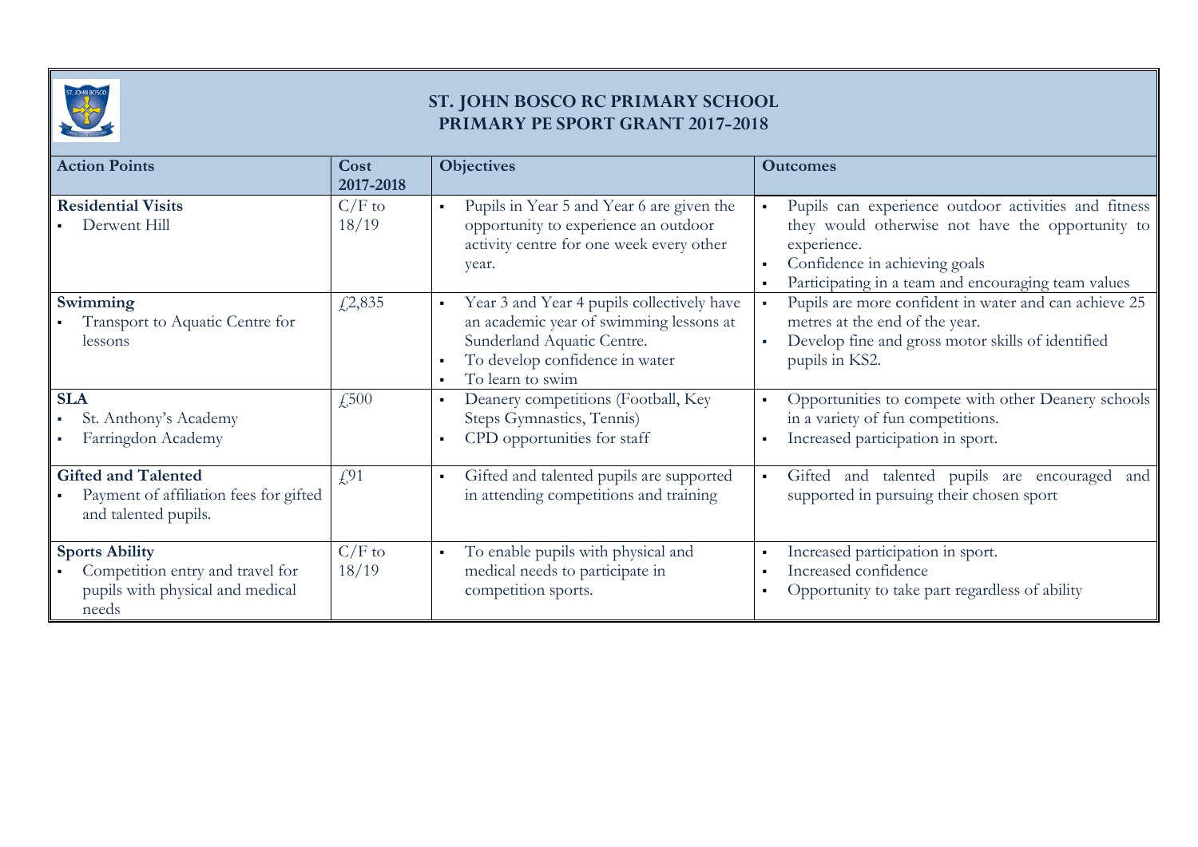# ST. JOHN BOSCO RC PRIMARY SCHOOL
## PRIMARY PE SPORT GRANT 2017-2018

| Action Points | Cost 2017-2018 | Objectives | Outcomes |
|---|---|---|---|
| **Residential Visits**<br>▪ Derwent Hill | C/F to 18/19 | ▪ Pupils in Year 5 and Year 6 are given the opportunity to experience an outdoor activity centre for one week every other year. | ▪ Pupils can experience outdoor activities and fitness they would otherwise not have the opportunity to experience.<br>▪ Confidence in achieving goals<br>▪ Participating in a team and encouraging team values |
| **Swimming**<br>▪ Transport to Aquatic Centre for lessons | £2,835 | ▪ Year 3 and Year 4 pupils collectively have an academic year of swimming lessons at Sunderland Aquatic Centre.<br>▪ To develop confidence in water<br>▪ To learn to swim | ▪ Pupils are more confident in water and can achieve 25 metres at the end of the year.<br>▪ Develop fine and gross motor skills of identified pupils in KS2. |
| **SLA**<br>▪ St. Anthony's Academy<br>▪ Farringdon Academy | £500 | ▪ Deanery competitions (Football, Key Steps Gymnastics, Tennis)<br>▪ CPD opportunities for staff | ▪ Opportunities to compete with other Deanery schools in a variety of fun competitions.<br>▪ Increased participation in sport. |
| **Gifted and Talented**<br>▪ Payment of affiliation fees for gifted and talented pupils. | £91 | ▪ Gifted and talented pupils are supported in attending competitions and training | ▪ Gifted and talented pupils are encouraged and supported in pursuing their chosen sport |
| **Sports Ability**<br>▪ Competition entry and travel for pupils with physical and medical needs | C/F to 18/19 | ▪ To enable pupils with physical and medical needs to participate in competition sports. | ▪ Increased participation in sport.<br>▪ Increased confidence<br>▪ Opportunity to take part regardless of ability |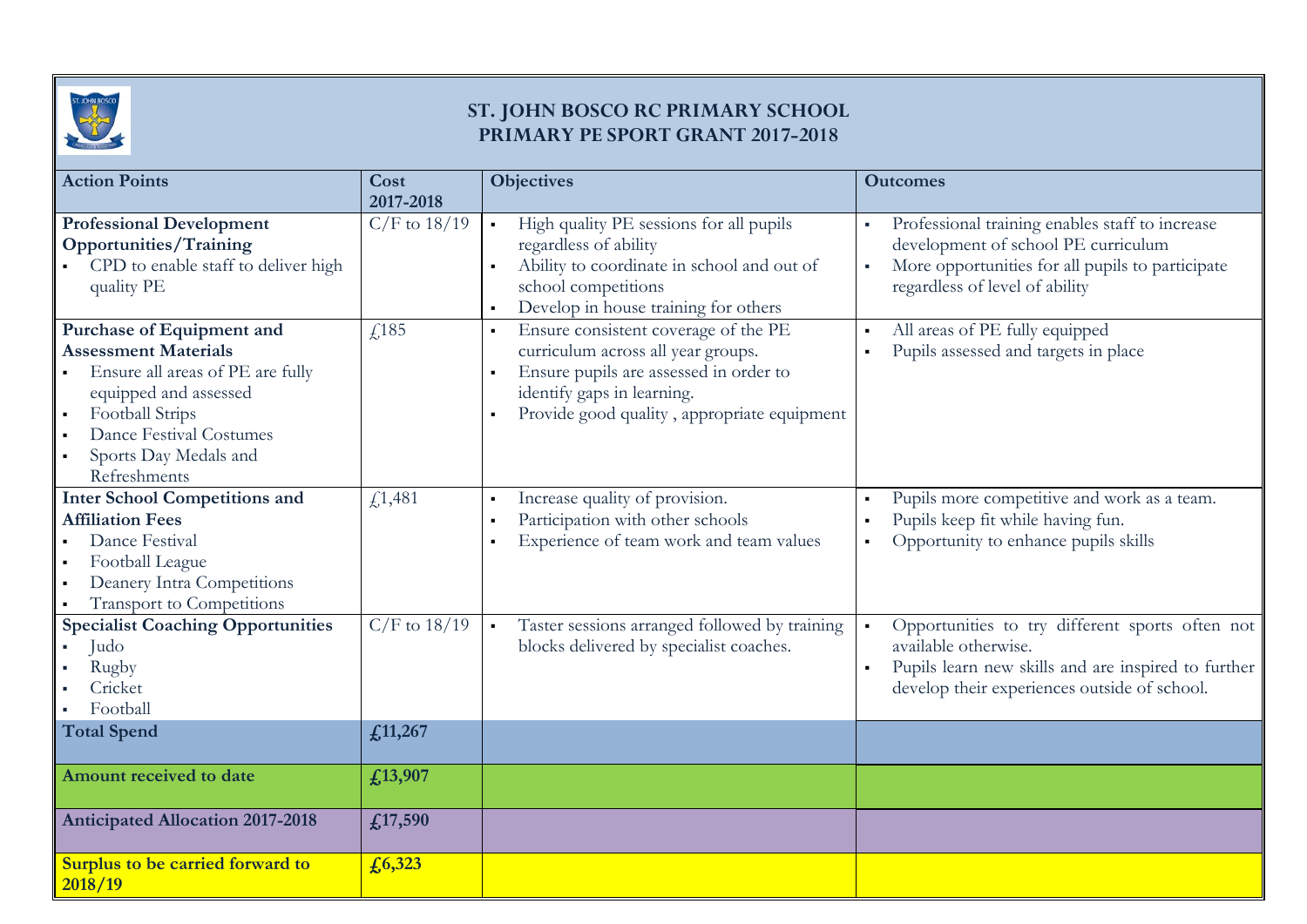# ST. JOHN BOSCO RC PRIMARY SCHOOL
## PRIMARY PE SPORT GRANT 2017-2018

| Action Points | Cost 2017-2018 | Objectives | Outcomes |
|---|---|---|---|
| **Professional Development Opportunities/Training**<br>▪ CPD to enable staff to deliver high quality PE | C/F to 18/19 | ▪ High quality PE sessions for all pupils regardless of ability<br>▪ Ability to coordinate in school and out of school competitions<br>▪ Develop in house training for others | ▪ Professional training enables staff to increase development of school PE curriculum<br>▪ More opportunities for all pupils to participate regardless of level of ability |
| **Purchase of Equipment and Assessment Materials**<br>▪ Ensure all areas of PE are fully equipped and assessed<br>▪ Football Strips<br>▪ Dance Festival Costumes<br>▪ Sports Day Medals and Refreshments | £185 | ▪ Ensure consistent coverage of the PE curriculum across all year groups.<br>▪ Ensure pupils are assessed in order to identify gaps in learning.<br>▪ Provide good quality , appropriate equipment | ▪ All areas of PE fully equipped<br>▪ Pupils assessed and targets in place |
| **Inter School Competitions and Affiliation Fees**<br>▪ Dance Festival<br>▪ Football League<br>▪ Deanery Intra Competitions<br>▪ Transport to Competitions | £1,481 | ▪ Increase quality of provision.<br>▪ Participation with other schools<br>▪ Experience of team work and team values | ▪ Pupils more competitive and work as a team.<br>▪ Pupils keep fit while having fun.<br>▪ Opportunity to enhance pupils skills |
| **Specialist Coaching Opportunities**<br>▪ Judo<br>▪ Rugby<br>▪ Cricket<br>▪ Football | C/F to 18/19 | ▪ Taster sessions arranged followed by training blocks delivered by specialist coaches. | ▪ Opportunities to try different sports often not available otherwise.<br>▪ Pupils learn new skills and are inspired to further develop their experiences outside of school. |
| **Total Spend** | **£11,267** | | |
| **Amount received to date** | **£13,907** | | |
| **Anticipated Allocation 2017-2018** | **£17,590** | | |
| **Surplus to be carried forward to 2018/19** | **£6,323** | | |